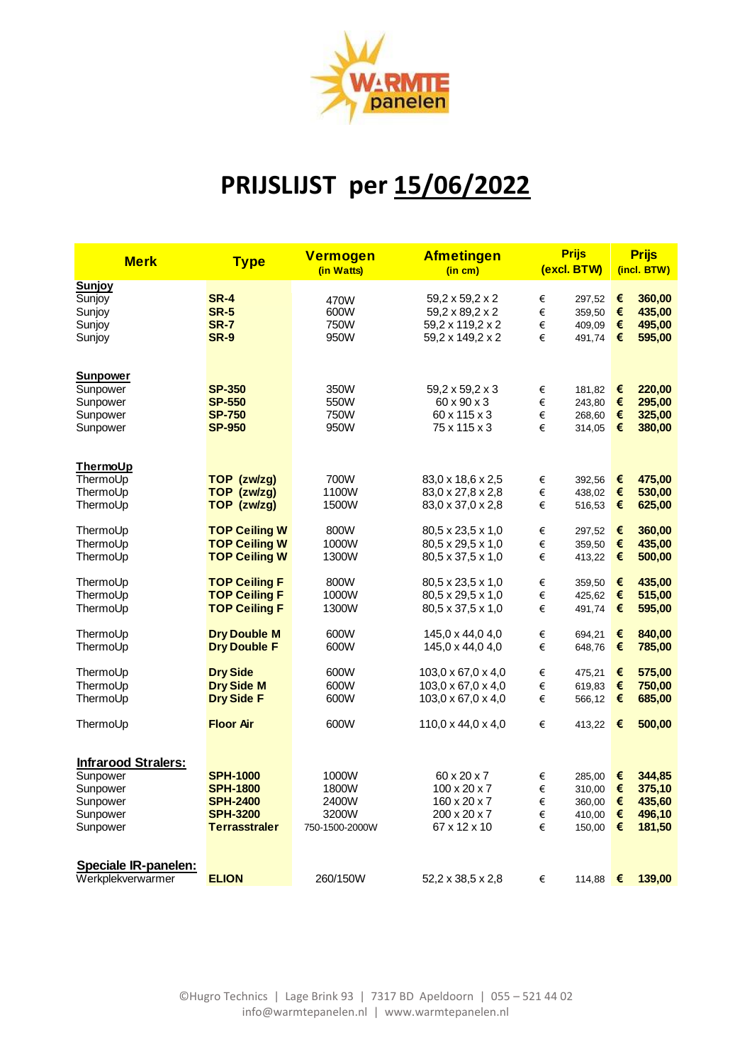# PRIJSLIJST per 15/06/2022

| Merk | Type | Vermogen (in Watts) | Afmetingen (in cm) | Prijs (excl. BTW) | Prijs (incl. BTW) |
|---|---|---|---|---|---|
| **Sunjoy** | | | | | |
| Sunjoy | **SR-4** | 470W | 59,2 x 59,2 x 2 | € 297,52 | **€ 360,00** |
| Sunjoy | **SR-5** | 600W | 59,2 x 89,2 x 2 | € 359,50 | **€ 435,00** |
| Sunjoy | **SR-7** | 750W | 59,2 x 119,2 x 2 | € 409,09 | **€ 495,00** |
| Sunjoy | **SR-9** | 950W | 59,2 x 149,2 x 2 | € 491,74 | **€ 595,00** |
| **Sunpower** | | | | | |
| Sunpower | **SP-350** | 350W | 59,2 x 59,2 x 3 | € 181,82 | **€ 220,00** |
| Sunpower | **SP-550** | 550W | 60 x 90 x 3 | € 243,80 | **€ 295,00** |
| Sunpower | **SP-750** | 750W | 60 x 115 x 3 | € 268,60 | **€ 325,00** |
| Sunpower | **SP-950** | 950W | 75 x 115 x 3 | € 314,05 | **€ 380,00** |
| **ThermoUp** | | | | | |
| ThermoUp | **TOP (zw/zg)** | 700W | 83,0 x 18,6 x 2,5 | € 392,56 | **€ 475,00** |
| ThermoUp | **TOP (zw/zg)** | 1100W | 83,0 x 27,8 x 2,8 | € 438,02 | **€ 530,00** |
| ThermoUp | **TOP (zw/zg)** | 1500W | 83,0 x 37,0 x 2,8 | € 516,53 | **€ 625,00** |
| ThermoUp | **TOP Ceiling W** | 800W | 80,5 x 23,5 x 1,0 | € 297,52 | **€ 360,00** |
| ThermoUp | **TOP Ceiling W** | 1000W | 80,5 x 29,5 x 1,0 | € 359,50 | **€ 435,00** |
| ThermoUp | **TOP Ceiling W** | 1300W | 80,5 x 37,5 x 1,0 | € 413,22 | **€ 500,00** |
| ThermoUp | **TOP Ceiling F** | 800W | 80,5 x 23,5 x 1,0 | € 359,50 | **€ 435,00** |
| ThermoUp | **TOP Ceiling F** | 1000W | 80,5 x 29,5 x 1,0 | € 425,62 | **€ 515,00** |
| ThermoUp | **TOP Ceiling F** | 1300W | 80,5 x 37,5 x 1,0 | € 491,74 | **€ 595,00** |
| ThermoUp | **Dry Double M** | 600W | 145,0 x 44,0 4,0 | € 694,21 | **€ 840,00** |
| ThermoUp | **Dry Double F** | 600W | 145,0 x 44,0 4,0 | € 648,76 | **€ 785,00** |
| ThermoUp | **Dry Side** | 600W | 103,0 x 67,0 x 4,0 | € 475,21 | **€ 575,00** |
| ThermoUp | **Dry Side M** | 600W | 103,0 x 67,0 x 4,0 | € 619,83 | **€ 750,00** |
| ThermoUp | **Dry Side F** | 600W | 103,0 x 67,0 x 4,0 | € 566,12 | **€ 685,00** |
| ThermoUp | **Floor Air** | 600W | 110,0 x 44,0 x 4,0 | € 413,22 | **€ 500,00** |
| **Infrarood Stralers:** | | | | | |
| Sunpower | **SPH-1000** | 1000W | 60 x 20 x 7 | € 285,00 | **€ 344,85** |
| Sunpower | **SPH-1800** | 1800W | 100 x 20 x 7 | € 310,00 | **€ 375,10** |
| Sunpower | **SPH-2400** | 2400W | 160 x 20 x 7 | € 360,00 | **€ 435,60** |
| Sunpower | **SPH-3200** | 3200W | 200 x 20 x 7 | € 410,00 | **€ 496,10** |
| Sunpower | **Terrasstraler** | 750-1500-2000W | 67 x 12 x 10 | € 150,00 | **€ 181,50** |
| **Speciale IR-panelen:** | | | | | |
| Werkplekverwarmer | **ELION** | 260/150W | 52,2 x 38,5 x 2,8 | € 114,88 | **€ 139,00** |

©Hugro Technics | Lage Brink 93 | 7317 BD Apeldoorn | 055 – 521 44 02
info@warmtepanelen.nl | www.warmtepanelen.nl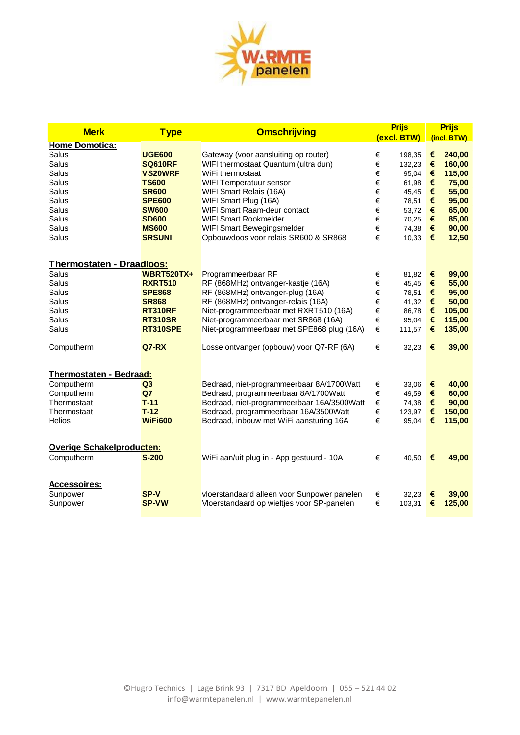| Merk | Type | Omschrijving | Prijs (excl. BTW) | | Prijs (incl. BTW) | |
|---|---|---|---|---|---|---|
| **Home Domotica:** | | | | | | |
| Salus | **UGE600** | Gateway (voor aansluiting op router) | € | 198,35 | **€** | **240,00** |
| Salus | **SQ610RF** | WIFI thermostaat Quantum (ultra dun) | € | 132,23 | **€** | **160,00** |
| Salus | **VS20WRF** | WiFi thermostaat | € | 95,04 | **€** | **115,00** |
| Salus | **TS600** | WIFI Temperatuur sensor | € | 61,98 | **€** | **75,00** |
| Salus | **SR600** | WIFI Smart Relais (16A) | € | 45,45 | **€** | **55,00** |
| Salus | **SPE600** | WIFI Smart Plug (16A) | € | 78,51 | **€** | **95,00** |
| Salus | **SW600** | WIFI Smart Raam-deur contact | € | 53,72 | **€** | **65,00** |
| Salus | **SD600** | WIFI Smart Rookmelder | € | 70,25 | **€** | **85,00** |
| Salus | **MS600** | WIFI Smart Bewegingsmelder | € | 74,38 | **€** | **90,00** |
| Salus | **SRSUNI** | Opbouwdoos voor relais SR600 & SR868 | € | 10,33 | **€** | **12,50** |
| **Thermostaten - Draadloos:** | | | | | | |
| Salus | **WBRT520TX+** | Programmeerbaar RF | € | 81,82 | **€** | **99,00** |
| Salus | **RXRT510** | RF (868MHz) ontvanger-kastje (16A) | € | 45,45 | **€** | **55,00** |
| Salus | **SPE868** | RF (868MHz) ontvanger-plug (16A) | € | 78,51 | **€** | **95,00** |
| Salus | **SR868** | RF (868MHz) ontvanger-relais (16A) | € | 41,32 | **€** | **50,00** |
| Salus | **RT310RF** | Niet-programmeerbaar met RXRT510 (16A) | € | 86,78 | **€** | **105,00** |
| Salus | **RT310SR** | Niet-programmeerbaar met SR868 (16A) | € | 95,04 | **€** | **115,00** |
| Salus | **RT310SPE** | Niet-programmeerbaar met SPE868 plug (16A) | € | 111,57 | **€** | **135,00** |
| Computherm | **Q7-RX** | Losse ontvanger (opbouw) voor Q7-RF (6A) | € | 32,23 | **€** | **39,00** |
| **Thermostaten - Bedraad:** | | | | | | |
| Computherm | **Q3** | Bedraad, niet-programmeerbaar 8A/1700Watt | € | 33,06 | **€** | **40,00** |
| Computherm | **Q7** | Bedraad, programmeerbaar 8A/1700Watt | € | 49,59 | **€** | **60,00** |
| Thermostaat | **T-11** | Bedraad, niet-programmeerbaar 16A/3500Watt | € | 74,38 | **€** | **90,00** |
| Thermostaat | **T-12** | Bedraad, programmeerbaar 16A/3500Watt | € | 123,97 | **€** | **150,00** |
| Helios | **WiFi600** | Bedraad, inbouw met WiFi aansturing 16A | € | 95,04 | **€** | **115,00** |
| **Overige Schakelproducten:** | | | | | | |
| Computherm | **S-200** | WiFi aan/uit plug in - App gestuurd - 10A | € | 40,50 | **€** | **49,00** |
| **Accessoires:** | | | | | | |
| Sunpower | **SP-V** | vloerstandaard alleen voor Sunpower panelen | € | 32,23 | **€** | **39,00** |
| Sunpower | **SP-VW** | Vloerstandaard op wieltjes voor SP-panelen | € | 103,31 | **€** | **125,00** |

©Hugro Technics | Lage Brink 93 | 7317 BD Apeldoorn | 055 – 521 44 02
info@warmtepanelen.nl | www.warmtepanelen.nl